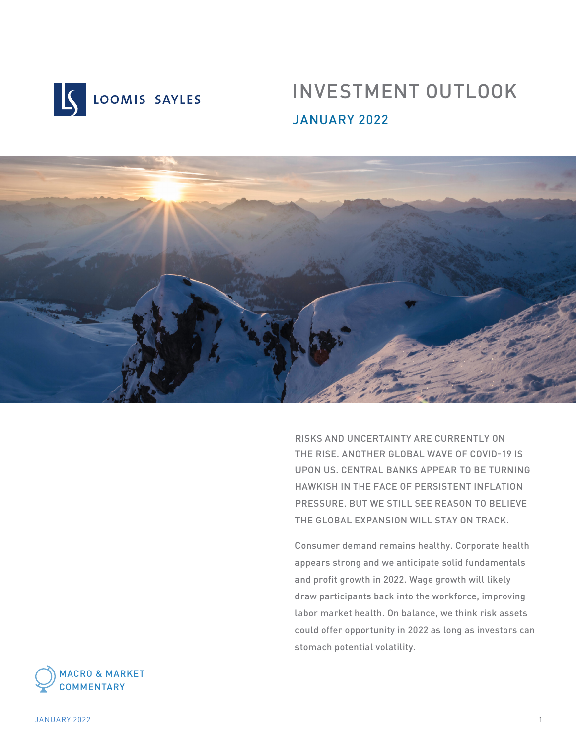LOOMIS | SAYLES

# INVESTMENT OUTLOOK

## JANUARY 2022

RISKS AND UNCERTAINTY ARE CURRENTLY ON THE RISE. ANOTHER GLOBAL WAVE OF COVID-19 IS UPON US. CENTRAL BANKS APPEAR TO BE TURNING HAWKISH IN THE FACE OF PERSISTENT INFLATION PRESSURE. BUT WE STILL SEE REASON TO BELIEVE THE GLOBAL EXPANSION WILL STAY ON TRACK.

Consumer demand remains healthy. Corporate health appears strong and we anticipate solid fundamentals and profit growth in 2022. Wage growth will likely draw participants back into the workforce, improving labor market health. On balance, we think risk assets could offer opportunity in 2022 as long as investors can stomach potential volatility.

MACRO & MARKET COMMENTARY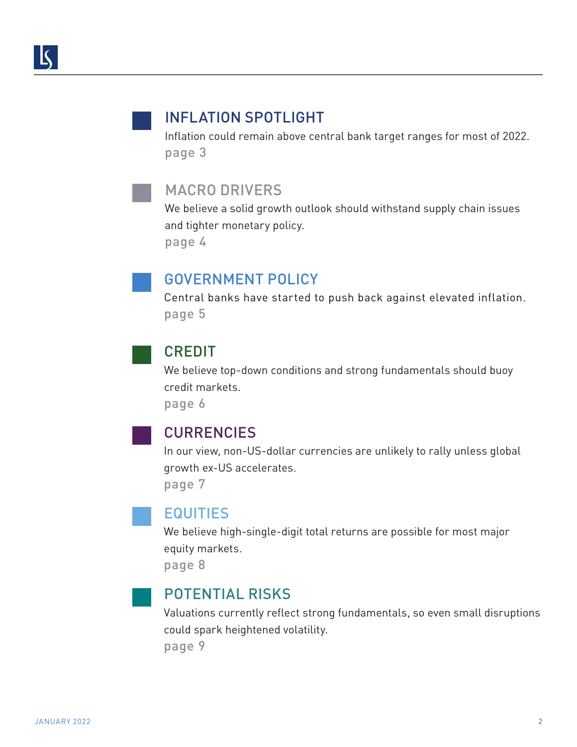## INFLATION SPOTLIGHT

Inflation could remain above central bank target ranges for most of 2022.

page 3

## MACRO DRIVERS

We believe a solid growth outlook should withstand supply chain issues and tighter monetary policy.

page 4

## GOVERNMENT POLICY

Central banks have started to push back against elevated inflation.

page 5

## CREDIT

We believe top-down conditions and strong fundamentals should buoy credit markets.

page 6

## CURRENCIES

In our view, non-US-dollar currencies are unlikely to rally unless global growth ex-US accelerates.

page 7

## EQUITIES

We believe high-single-digit total returns are possible for most major equity markets.

page 8

## POTENTIAL RISKS

Valuations currently reflect strong fundamentals, so even small disruptions could spark heightened volatility.

page 9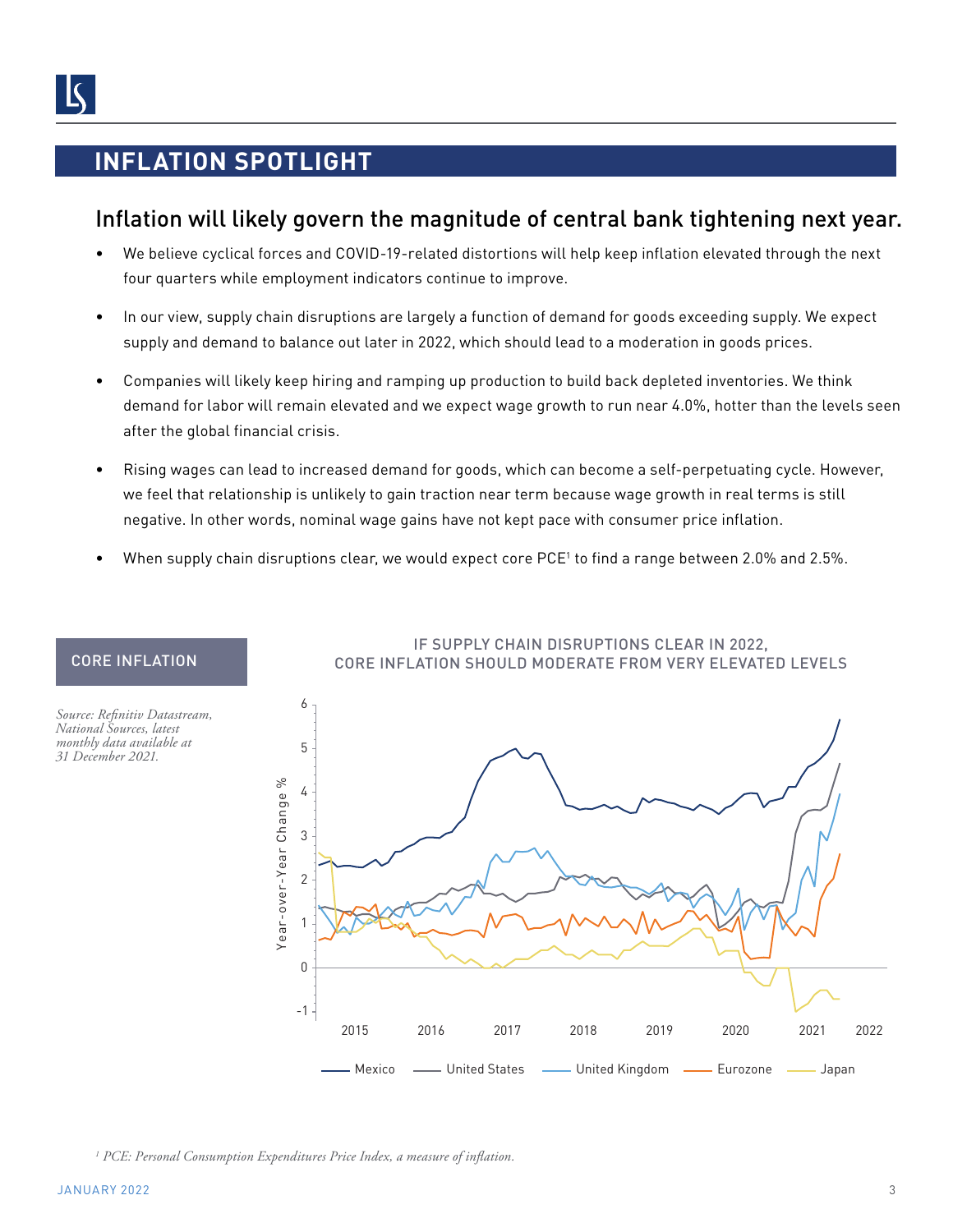# INFLATION SPOTLIGHT

## Inflation will likely govern the magnitude of central bank tightening next year.

- We believe cyclical forces and COVID-19-related distortions will help keep inflation elevated through the next four quarters while employment indicators continue to improve.
- In our view, supply chain disruptions are largely a function of demand for goods exceeding supply. We expect supply and demand to balance out later in 2022, which should lead to a moderation in goods prices.
- Companies will likely keep hiring and ramping up production to build back depleted inventories. We think demand for labor will remain elevated and we expect wage growth to run near 4.0%, hotter than the levels seen after the global financial crisis.
- Rising wages can lead to increased demand for goods, which can become a self-perpetuating cycle. However, we feel that relationship is unlikely to gain traction near term because wage growth in real terms is still negative. In other words, nominal wage gains have not kept pace with consumer price inflation.
- When supply chain disruptions clear, we would expect core PCE[1] to find a range between 2.0% and 2.5%.

### CORE INFLATION

*Source: Refinitiv Datastream, National Sources, latest monthly data available at 31 December 2021.*

IF SUPPLY CHAIN DISRUPTIONS CLEAR IN 2022, CORE INFLATION SHOULD MODERATE FROM VERY ELEVATED LEVELS

[1] *PCE: Personal Consumption Expenditures Price Index, a measure of inflation.*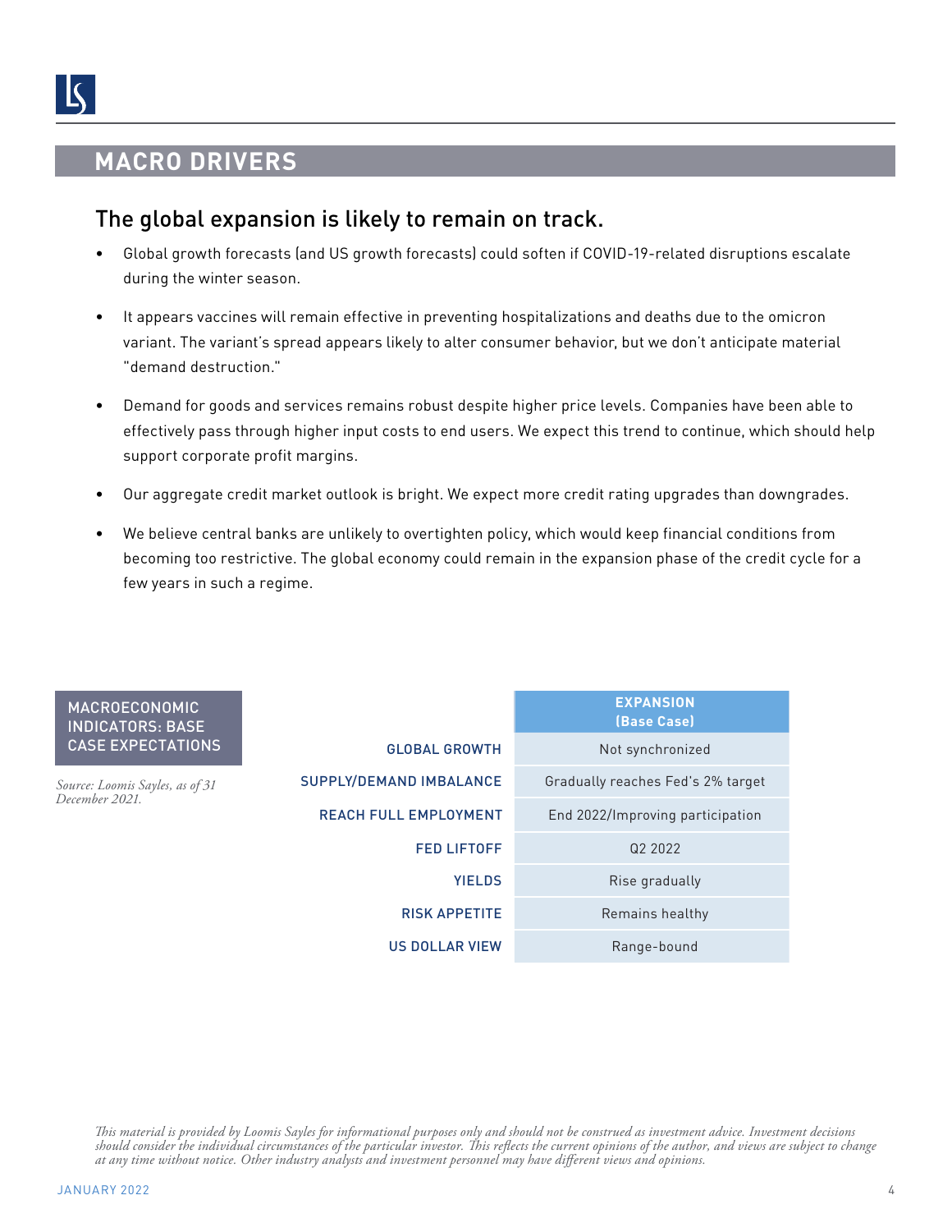# MACRO DRIVERS

## The global expansion is likely to remain on track.

- Global growth forecasts (and US growth forecasts) could soften if COVID-19-related disruptions escalate during the winter season.
- It appears vaccines will remain effective in preventing hospitalizations and deaths due to the omicron variant. The variant's spread appears likely to alter consumer behavior, but we don't anticipate material "demand destruction."
- Demand for goods and services remains robust despite higher price levels. Companies have been able to effectively pass through higher input costs to end users. We expect this trend to continue, which should help support corporate profit margins.
- Our aggregate credit market outlook is bright. We expect more credit rating upgrades than downgrades.
- We believe central banks are unlikely to overtighten policy, which would keep financial conditions from becoming too restrictive. The global economy could remain in the expansion phase of the credit cycle for a few years in such a regime.

**MACROECONOMIC INDICATORS: BASE CASE EXPECTATIONS**

*Source: Loomis Sayles, as of 31 December 2021.*

| | EXPANSION (Base Case) |
|---|---|
| GLOBAL GROWTH | Not synchronized |
| SUPPLY/DEMAND IMBALANCE | Gradually reaches Fed's 2% target |
| REACH FULL EMPLOYMENT | End 2022/Improving participation |
| FED LIFTOFF | Q2 2022 |
| YIELDS | Rise gradually |
| RISK APPETITE | Remains healthy |
| US DOLLAR VIEW | Range-bound |

*This material is provided by Loomis Sayles for informational purposes only and should not be construed as investment advice. Investment decisions should consider the individual circumstances of the particular investor. This reflects the current opinions of the author, and views are subject to change at any time without notice. Other industry analysts and investment personnel may have different views and opinions.*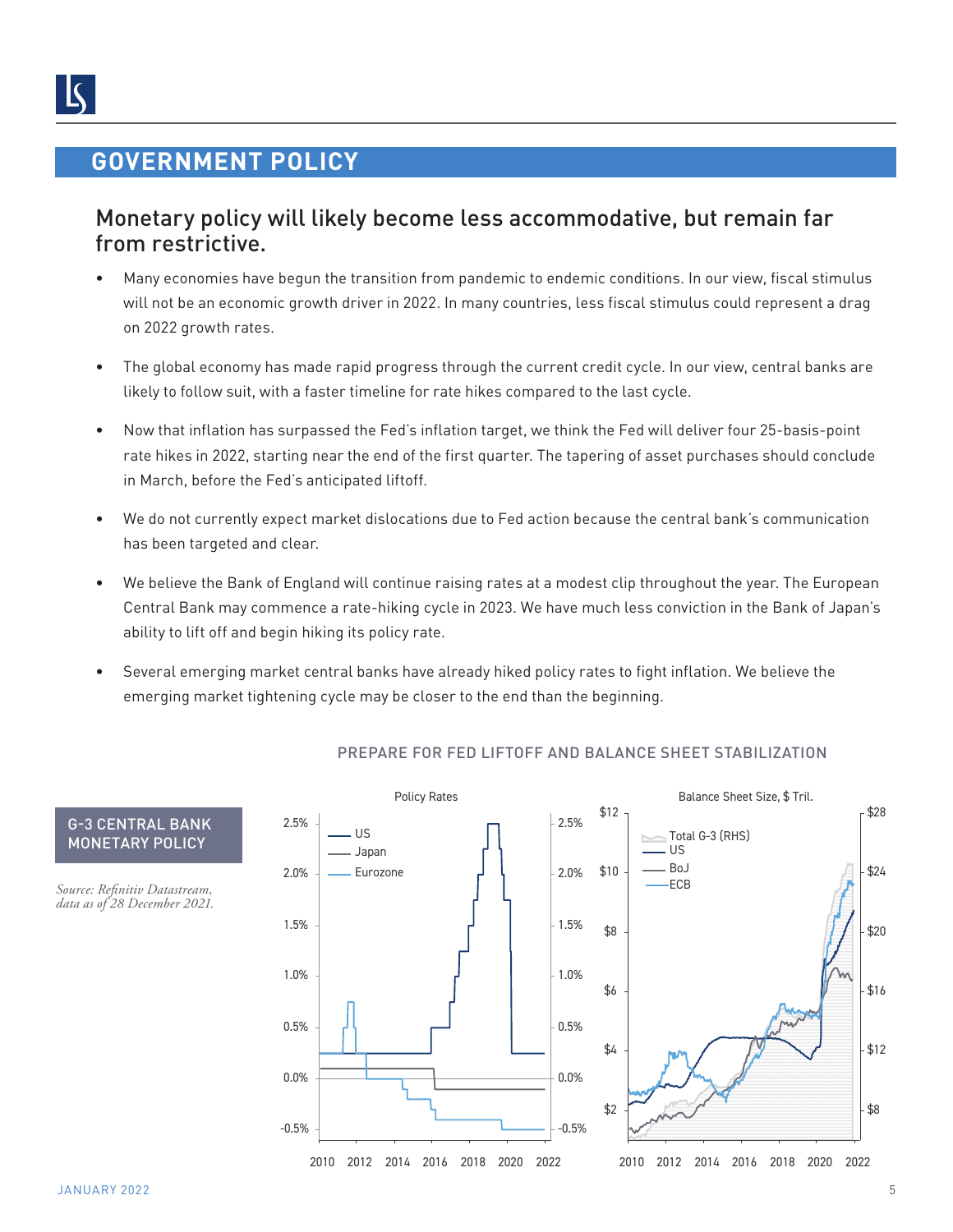# GOVERNMENT POLICY

## Monetary policy will likely become less accommodative, but remain far from restrictive.

- Many economies have begun the transition from pandemic to endemic conditions. In our view, fiscal stimulus will not be an economic growth driver in 2022. In many countries, less fiscal stimulus could represent a drag on 2022 growth rates.
- The global economy has made rapid progress through the current credit cycle. In our view, central banks are likely to follow suit, with a faster timeline for rate hikes compared to the last cycle.
- Now that inflation has surpassed the Fed's inflation target, we think the Fed will deliver four 25-basis-point rate hikes in 2022, starting near the end of the first quarter. The tapering of asset purchases should conclude in March, before the Fed's anticipated liftoff.
- We do not currently expect market dislocations due to Fed action because the central bank's communication has been targeted and clear.
- We believe the Bank of England will continue raising rates at a modest clip throughout the year. The European Central Bank may commence a rate-hiking cycle in 2023. We have much less conviction in the Bank of Japan's ability to lift off and begin hiking its policy rate.
- Several emerging market central banks have already hiked policy rates to fight inflation. We believe the emerging market tightening cycle may be closer to the end than the beginning.

**G-3 CENTRAL BANK MONETARY POLICY**

*Source: Refinitiv Datastream, data as of 28 December 2021.*

PREPARE FOR FED LIFTOFF AND BALANCE SHEET STABILIZATION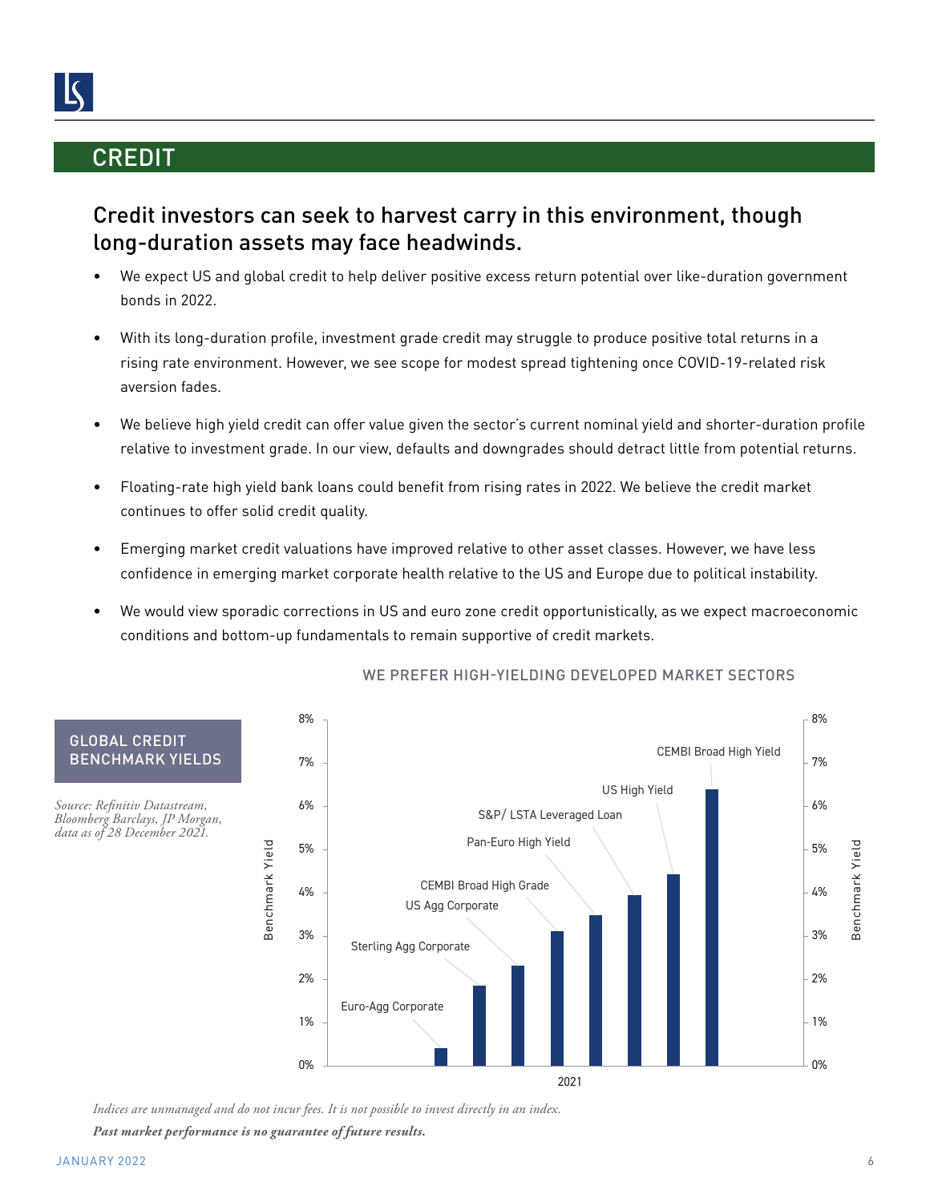# CREDIT

## Credit investors can seek to harvest carry in this environment, though long-duration assets may face headwinds.

- We expect US and global credit to help deliver positive excess return potential over like-duration government bonds in 2022.
- With its long-duration profile, investment grade credit may struggle to produce positive total returns in a rising rate environment. However, we see scope for modest spread tightening once COVID-19-related risk aversion fades.
- We believe high yield credit can offer value given the sector's current nominal yield and shorter-duration profile relative to investment grade. In our view, defaults and downgrades should detract little from potential returns.
- Floating-rate high yield bank loans could benefit from rising rates in 2022. We believe the credit market continues to offer solid credit quality.
- Emerging market credit valuations have improved relative to other asset classes. However, we have less confidence in emerging market corporate health relative to the US and Europe due to political instability.
- We would view sporadic corrections in US and euro zone credit opportunistically, as we expect macroeconomic conditions and bottom-up fundamentals to remain supportive of credit markets.

### GLOBAL CREDIT BENCHMARK YIELDS

*Source: Refinitiv Datastream, Bloomberg Barclays, JP Morgan, data as of 28 December 2021.*

WE PREFER HIGH-YIELDING DEVELOPED MARKET SECTORS

| Index (2021) | Benchmark Yield |
|---|---|
| Euro-Agg Corporate | ~0.4% |
| Sterling Agg Corporate | ~1.9% |
| US Agg Corporate | ~2.3% |
| CEMBI Broad High Grade | ~3.1% |
| Pan-Euro High Yield | ~3.5% |
| S&P/ LSTA Leveraged Loan | ~3.9% |
| US High Yield | ~4.4% |
| CEMBI Broad High Yield | ~6.4% |

*Indices are unmanaged and do not incur fees. It is not possible to invest directly in an index.*

***Past market performance is no guarantee of future results.***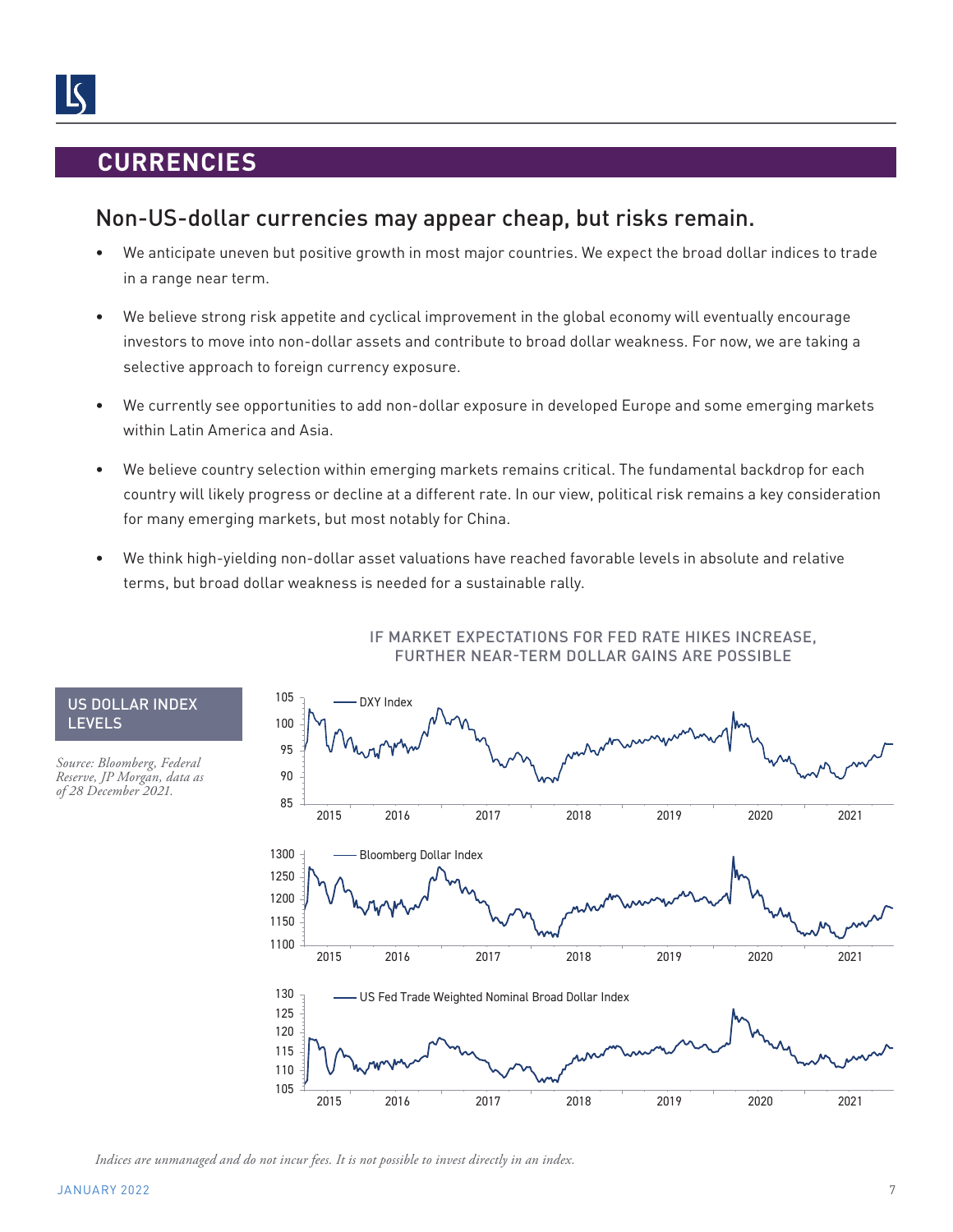# CURRENCIES

## Non-US-dollar currencies may appear cheap, but risks remain.

- We anticipate uneven but positive growth in most major countries. We expect the broad dollar indices to trade in a range near term.
- We believe strong risk appetite and cyclical improvement in the global economy will eventually encourage investors to move into non-dollar assets and contribute to broad dollar weakness. For now, we are taking a selective approach to foreign currency exposure.
- We currently see opportunities to add non-dollar exposure in developed Europe and some emerging markets within Latin America and Asia.
- We believe country selection within emerging markets remains critical. The fundamental backdrop for each country will likely progress or decline at a different rate. In our view, political risk remains a key consideration for many emerging markets, but most notably for China.
- We think high-yielding non-dollar asset valuations have reached favorable levels in absolute and relative terms, but broad dollar weakness is needed for a sustainable rally.

### US DOLLAR INDEX LEVELS

IF MARKET EXPECTATIONS FOR FED RATE HIKES INCREASE, FURTHER NEAR-TERM DOLLAR GAINS ARE POSSIBLE

*Source: Bloomberg, Federal Reserve, JP Morgan, data as of 28 December 2021.*

*Indices are unmanaged and do not incur fees. It is not possible to invest directly in an index.*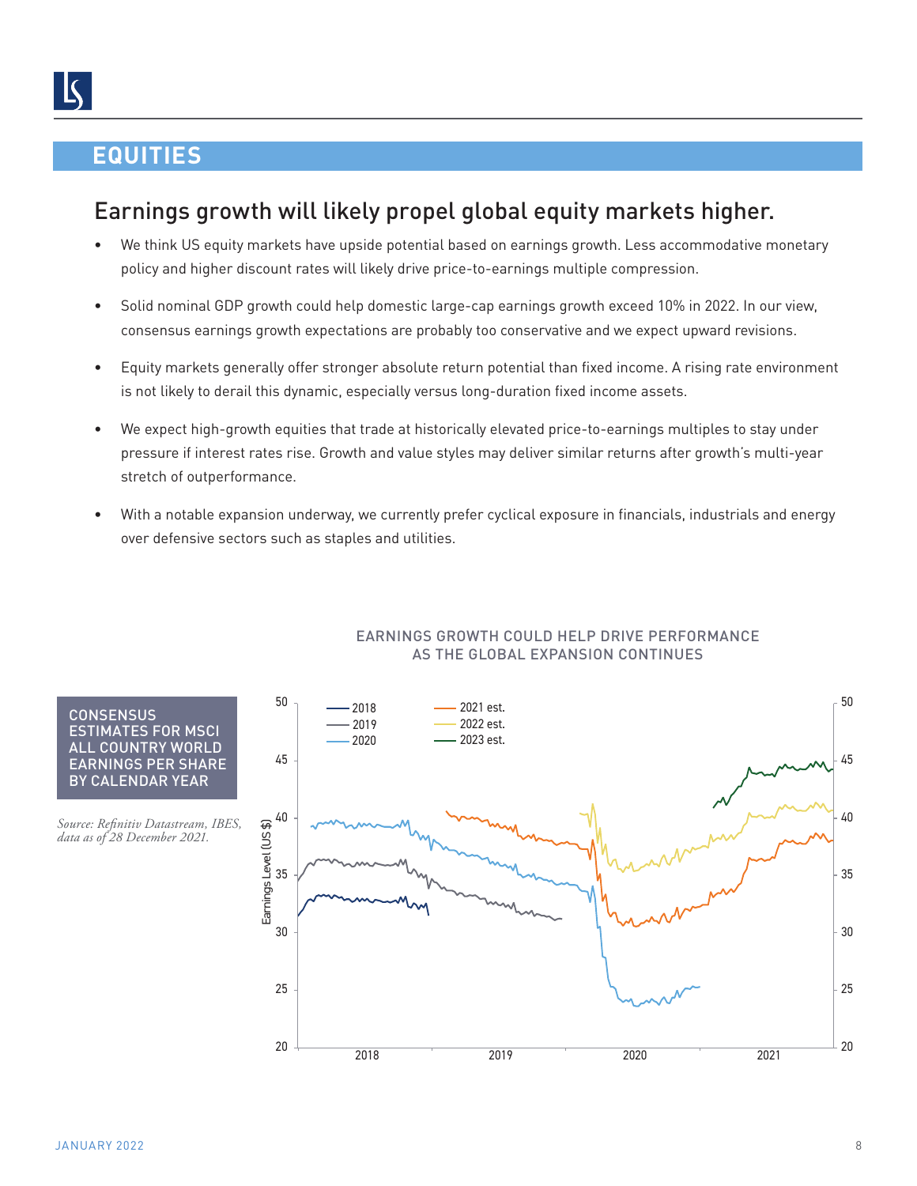# EQUITIES

## Earnings growth will likely propel global equity markets higher.

- We think US equity markets have upside potential based on earnings growth. Less accommodative monetary policy and higher discount rates will likely drive price-to-earnings multiple compression.
- Solid nominal GDP growth could help domestic large-cap earnings growth exceed 10% in 2022. In our view, consensus earnings growth expectations are probably too conservative and we expect upward revisions.
- Equity markets generally offer stronger absolute return potential than fixed income. A rising rate environment is not likely to derail this dynamic, especially versus long-duration fixed income assets.
- We expect high-growth equities that trade at historically elevated price-to-earnings multiples to stay under pressure if interest rates rise. Growth and value styles may deliver similar returns after growth's multi-year stretch of outperformance.
- With a notable expansion underway, we currently prefer cyclical exposure in financials, industrials and energy over defensive sectors such as staples and utilities.

EARNINGS GROWTH COULD HELP DRIVE PERFORMANCE AS THE GLOBAL EXPANSION CONTINUES

CONSENSUS ESTIMATES FOR MSCI ALL COUNTRY WORLD EARNINGS PER SHARE BY CALENDAR YEAR

*Source: Refinitiv Datastream, IBES, data as of 28 December 2021.*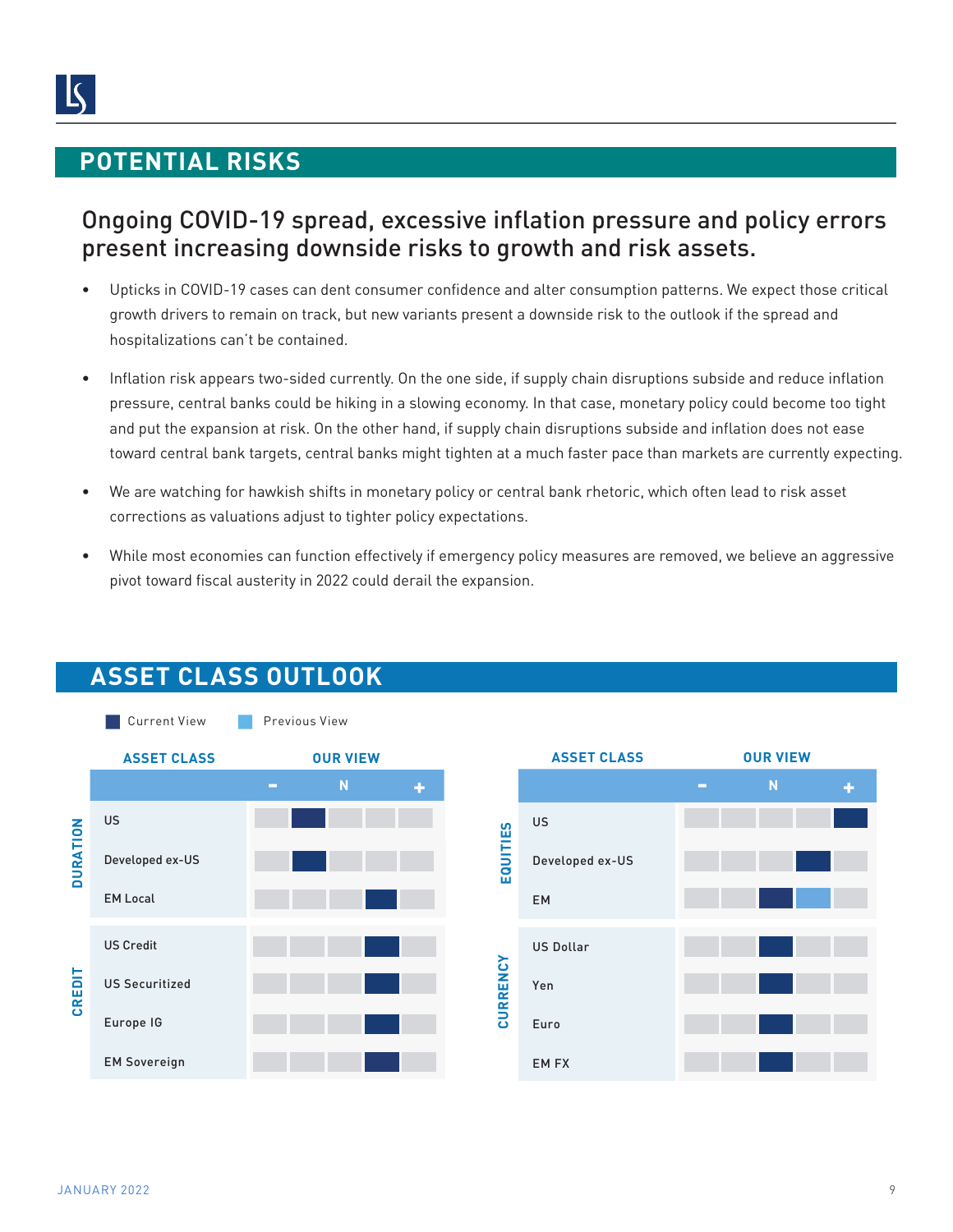## POTENTIAL RISKS

### Ongoing COVID-19 spread, excessive inflation pressure and policy errors present increasing downside risks to growth and risk assets.

- Upticks in COVID-19 cases can dent consumer confidence and alter consumption patterns. We expect those critical growth drivers to remain on track, but new variants present a downside risk to the outlook if the spread and hospitalizations can't be contained.
- Inflation risk appears two-sided currently. On the one side, if supply chain disruptions subside and reduce inflation pressure, central banks could be hiking in a slowing economy. In that case, monetary policy could become too tight and put the expansion at risk. On the other hand, if supply chain disruptions subside and inflation does not ease toward central bank targets, central banks might tighten at a much faster pace than markets are currently expecting.
- We are watching for hawkish shifts in monetary policy or central bank rhetoric, which often lead to risk asset corrections as valuations adjust to tighter policy expectations.
- While most economies can function effectively if emergency policy measures are removed, we believe an aggressive pivot toward fiscal austerity in 2022 could derail the expansion.

## ASSET CLASS OUTLOOK

■ Current View ■ Previous View

| | ASSET CLASS | – | | N | | + |
|---|---|---|---|---|---|---|
| DURATION | US | | Current View | | | |
| | Developed ex-US | | Current View | | | |
| | EM Local | | | | Current View | |
| CREDIT | US Credit | | | | Current View | |
| | US Securitized | | | | Current View | |
| | Europe IG | | | | Current View | |
| | EM Sovereign | | | | Current View | |

| | ASSET CLASS | – | | N | | + |
|---|---|---|---|---|---|---|
| EQUITIES | US | | | | | Current View |
| | Developed ex-US | | | | Current View | |
| | EM | | | Current View | Previous View | |
| CURRENCY | US Dollar | | | Current View | | |
| | Yen | | | Current View | | |
| | Euro | | | Current View | | |
| | EM FX | | | Current View | | |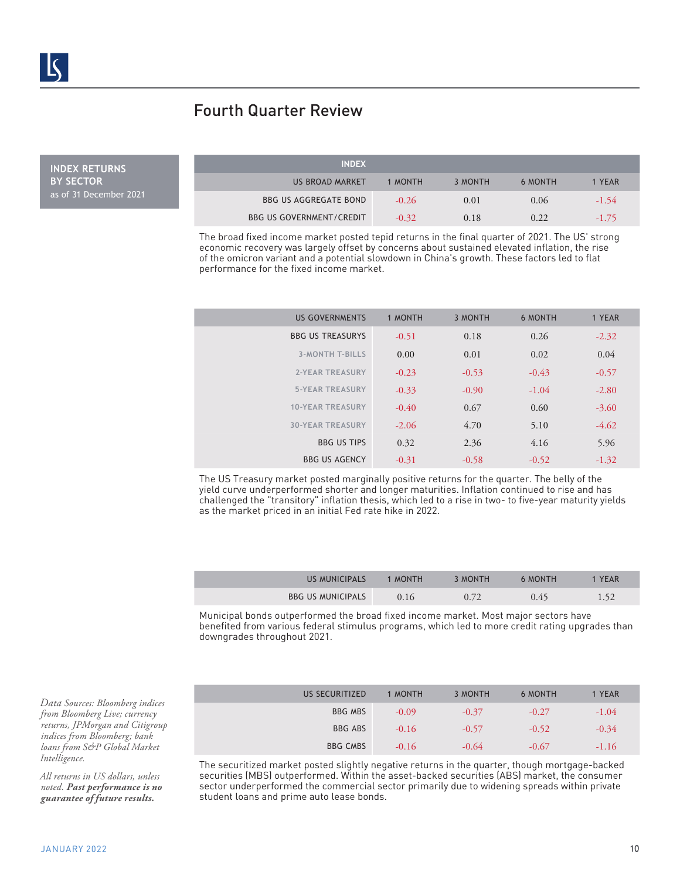# Fourth Quarter Review

**INDEX RETURNS BY SECTOR**
as of 31 December 2021

| INDEX | | | | |
|---|---|---|---|---|
| US BROAD MARKET | 1 MONTH | 3 MONTH | 6 MONTH | 1 YEAR |
| BBG US AGGREGATE BOND | -0.26 | 0.01 | 0.06 | -1.54 |
| BBG US GOVERNMENT/CREDIT | -0.32 | 0.18 | 0.22 | -1.75 |

The broad fixed income market posted tepid returns in the final quarter of 2021. The US' strong economic recovery was largely offset by concerns about sustained elevated inflation, the rise of the omicron variant and a potential slowdown in China's growth. These factors led to flat performance for the fixed income market.

| US GOVERNMENTS | 1 MONTH | 3 MONTH | 6 MONTH | 1 YEAR |
|---|---|---|---|---|
| BBG US TREASURYS | -0.51 | 0.18 | 0.26 | -2.32 |
| 3-MONTH T-BILLS | 0.00 | 0.01 | 0.02 | 0.04 |
| 2-YEAR TREASURY | -0.23 | -0.53 | -0.43 | -0.57 |
| 5-YEAR TREASURY | -0.33 | -0.90 | -1.04 | -2.80 |
| 10-YEAR TREASURY | -0.40 | 0.67 | 0.60 | -3.60 |
| 30-YEAR TREASURY | -2.06 | 4.70 | 5.10 | -4.62 |
| BBG US TIPS | 0.32 | 2.36 | 4.16 | 5.96 |
| BBG US AGENCY | -0.31 | -0.58 | -0.52 | -1.32 |

The US Treasury market posted marginally positive returns for the quarter. The belly of the yield curve underperformed shorter and longer maturities. Inflation continued to rise and has challenged the "transitory" inflation thesis, which led to a rise in two- to five-year maturity yields as the market priced in an initial Fed rate hike in 2022.

| US MUNICIPALS | 1 MONTH | 3 MONTH | 6 MONTH | 1 YEAR |
|---|---|---|---|---|
| BBG US MUNICIPALS | 0.16 | 0.72 | 0.45 | 1.52 |

Municipal bonds outperformed the broad fixed income market. Most major sectors have benefited from various federal stimulus programs, which led to more credit rating upgrades than downgrades throughout 2021.

| US SECURITIZED | 1 MONTH | 3 MONTH | 6 MONTH | 1 YEAR |
|---|---|---|---|---|
| BBG MBS | -0.09 | -0.37 | -0.27 | -1.04 |
| BBG ABS | -0.16 | -0.57 | -0.52 | -0.34 |
| BBG CMBS | -0.16 | -0.64 | -0.67 | -1.16 |

The securitized market posted slightly negative returns in the quarter, though mortgage-backed securities (MBS) outperformed. Within the asset-backed securities (ABS) market, the consumer sector underperformed the commercial sector primarily due to widening spreads within private student loans and prime auto lease bonds.

*Data Sources: Bloomberg indices from Bloomberg Live; currency returns, JPMorgan and Citigroup indices from Bloomberg; bank loans from S&P Global Market Intelligence.*

*All returns in US dollars, unless noted.* ***Past performance is no guarantee of future results.***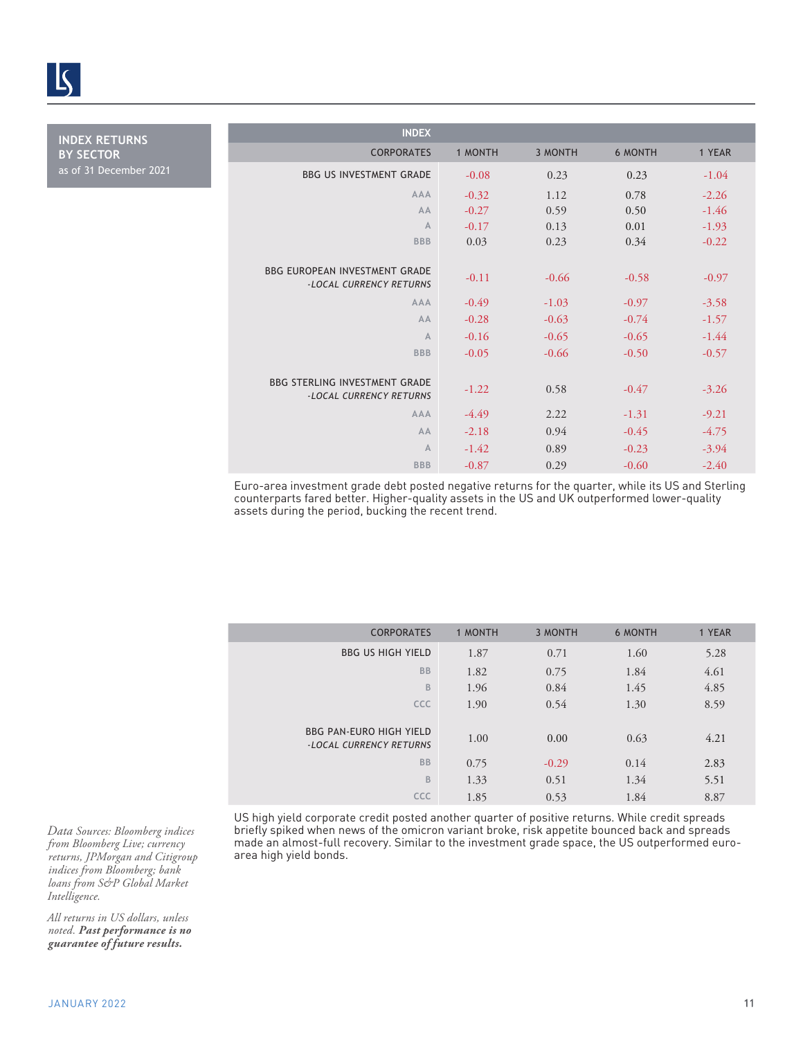## INDEX RETURNS BY SECTOR

as of 31 December 2021

| INDEX | | | | |
|---|---|---|---|---|
| CORPORATES | 1 MONTH | 3 MONTH | 6 MONTH | 1 YEAR |
| BBG US INVESTMENT GRADE | -0.08 | 0.23 | 0.23 | -1.04 |
| AAA | -0.32 | 1.12 | 0.78 | -2.26 |
| AA | -0.27 | 0.59 | 0.50 | -1.46 |
| A | -0.17 | 0.13 | 0.01 | -1.93 |
| BBB | 0.03 | 0.23 | 0.34 | -0.22 |
| BBG EUROPEAN INVESTMENT GRADE -*LOCAL CURRENCY RETURNS* | -0.11 | -0.66 | -0.58 | -0.97 |
| AAA | -0.49 | -1.03 | -0.97 | -3.58 |
| AA | -0.28 | -0.63 | -0.74 | -1.57 |
| A | -0.16 | -0.65 | -0.65 | -1.44 |
| BBB | -0.05 | -0.66 | -0.50 | -0.57 |
| BBG STERLING INVESTMENT GRADE -*LOCAL CURRENCY RETURNS* | -1.22 | 0.58 | -0.47 | -3.26 |
| AAA | -4.49 | 2.22 | -1.31 | -9.21 |
| AA | -2.18 | 0.94 | -0.45 | -4.75 |
| A | -1.42 | 0.89 | -0.23 | -3.94 |
| BBB | -0.87 | 0.29 | -0.60 | -2.40 |

Euro-area investment grade debt posted negative returns for the quarter, while its US and Sterling counterparts fared better. Higher-quality assets in the US and UK outperformed lower-quality assets during the period, bucking the recent trend.

| CORPORATES | 1 MONTH | 3 MONTH | 6 MONTH | 1 YEAR |
|---|---|---|---|---|
| BBG US HIGH YIELD | 1.87 | 0.71 | 1.60 | 5.28 |
| BB | 1.82 | 0.75 | 1.84 | 4.61 |
| B | 1.96 | 0.84 | 1.45 | 4.85 |
| CCC | 1.90 | 0.54 | 1.30 | 8.59 |
| BBG PAN-EURO HIGH YIELD -*LOCAL CURRENCY RETURNS* | 1.00 | 0.00 | 0.63 | 4.21 |
| BB | 0.75 | -0.29 | 0.14 | 2.83 |
| B | 1.33 | 0.51 | 1.34 | 5.51 |
| CCC | 1.85 | 0.53 | 1.84 | 8.87 |

US high yield corporate credit posted another quarter of positive returns. While credit spreads briefly spiked when news of the omicron variant broke, risk appetite bounced back and spreads made an almost-full recovery. Similar to the investment grade space, the US outperformed euro-area high yield bonds.

*Data Sources: Bloomberg indices from Bloomberg Live; currency returns, JPMorgan and Citigroup indices from Bloomberg; bank loans from S&P Global Market Intelligence.*

*All returns in US dollars, unless noted.* ***Past performance is no guarantee of future results.***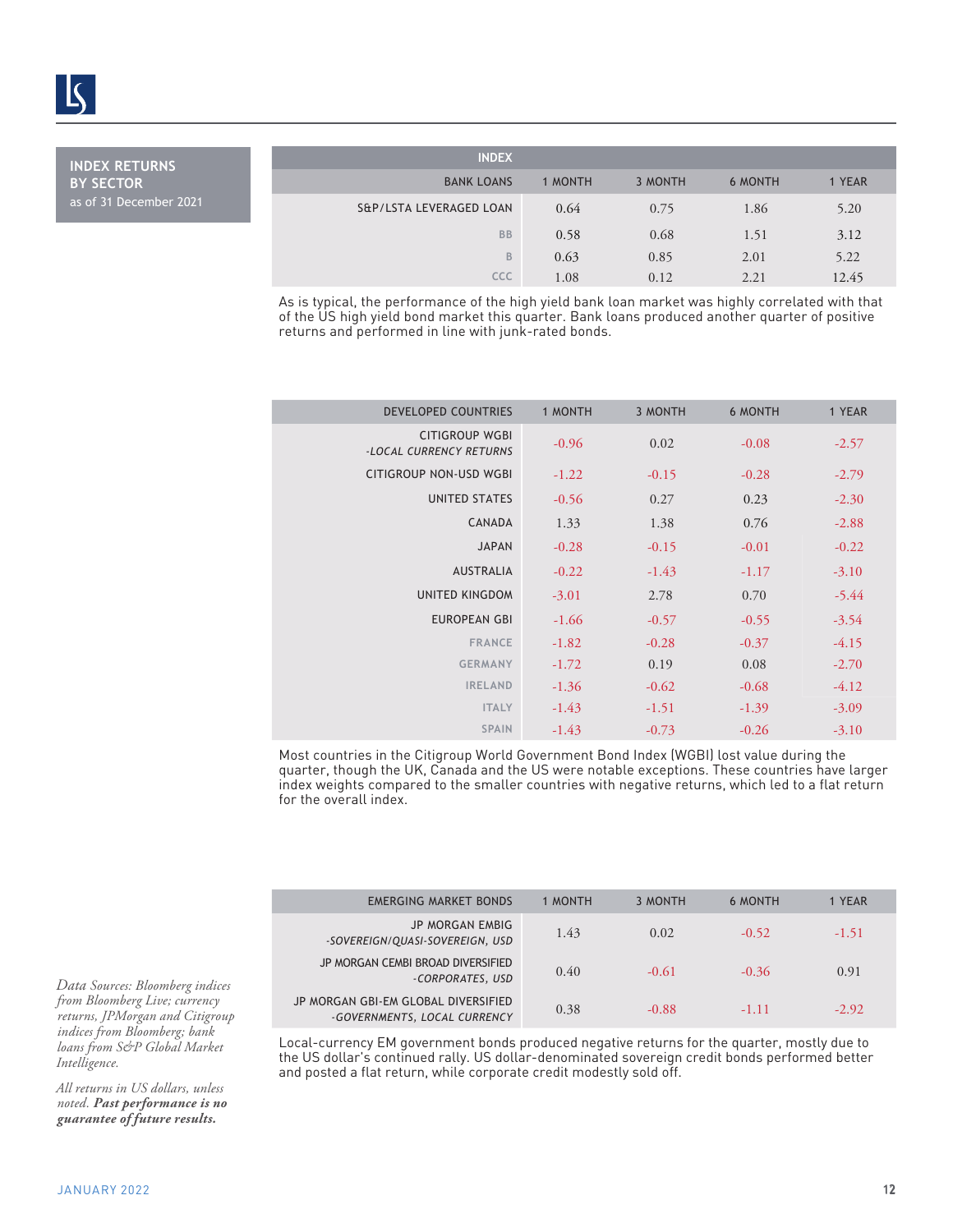## INDEX RETURNS BY SECTOR

as of 31 December 2021

| BANK LOANS | 1 MONTH | 3 MONTH | 6 MONTH | 1 YEAR |
|---|---|---|---|---|
| S&P/LSTA LEVERAGED LOAN | 0.64 | 0.75 | 1.86 | 5.20 |
| BB | 0.58 | 0.68 | 1.51 | 3.12 |
| B | 0.63 | 0.85 | 2.01 | 5.22 |
| CCC | 1.08 | 0.12 | 2.21 | 12.45 |

As is typical, the performance of the high yield bank loan market was highly correlated with that of the US high yield bond market this quarter. Bank loans produced another quarter of positive returns and performed in line with junk-rated bonds.

| DEVELOPED COUNTRIES | 1 MONTH | 3 MONTH | 6 MONTH | 1 YEAR |
|---|---|---|---|---|
| CITIGROUP WGBI -*LOCAL CURRENCY RETURNS* | -0.96 | 0.02 | -0.08 | -2.57 |
| CITIGROUP NON-USD WGBI | -1.22 | -0.15 | -0.28 | -2.79 |
| UNITED STATES | -0.56 | 0.27 | 0.23 | -2.30 |
| CANADA | 1.33 | 1.38 | 0.76 | -2.88 |
| JAPAN | -0.28 | -0.15 | -0.01 | -0.22 |
| AUSTRALIA | -0.22 | -1.43 | -1.17 | -3.10 |
| UNITED KINGDOM | -3.01 | 2.78 | 0.70 | -5.44 |
| EUROPEAN GBI | -1.66 | -0.57 | -0.55 | -3.54 |
| FRANCE | -1.82 | -0.28 | -0.37 | -4.15 |
| GERMANY | -1.72 | 0.19 | 0.08 | -2.70 |
| IRELAND | -1.36 | -0.62 | -0.68 | -4.12 |
| ITALY | -1.43 | -1.51 | -1.39 | -3.09 |
| SPAIN | -1.43 | -0.73 | -0.26 | -3.10 |

Most countries in the Citigroup World Government Bond Index (WGBI) lost value during the quarter, though the UK, Canada and the US were notable exceptions. These countries have larger index weights compared to the smaller countries with negative returns, which led to a flat return for the overall index.

| EMERGING MARKET BONDS | 1 MONTH | 3 MONTH | 6 MONTH | 1 YEAR |
|---|---|---|---|---|
| JP MORGAN EMBIG -*SOVEREIGN/QUASI-SOVEREIGN, USD* | 1.43 | 0.02 | -0.52 | -1.51 |
| JP MORGAN CEMBI BROAD DIVERSIFIED -*CORPORATES, USD* | 0.40 | -0.61 | -0.36 | 0.91 |
| JP MORGAN GBI-EM GLOBAL DIVERSIFIED -*GOVERNMENTS, LOCAL CURRENCY* | 0.38 | -0.88 | -1.11 | -2.92 |

Local-currency EM government bonds produced negative returns for the quarter, mostly due to the US dollar's continued rally. US dollar-denominated sovereign credit bonds performed better and posted a flat return, while corporate credit modestly sold off.

*Data Sources: Bloomberg indices from Bloomberg Live; currency returns, JPMorgan and Citigroup indices from Bloomberg; bank loans from S&P Global Market Intelligence.*

*All returns in US dollars, unless noted.* ***Past performance is no guarantee of future results.***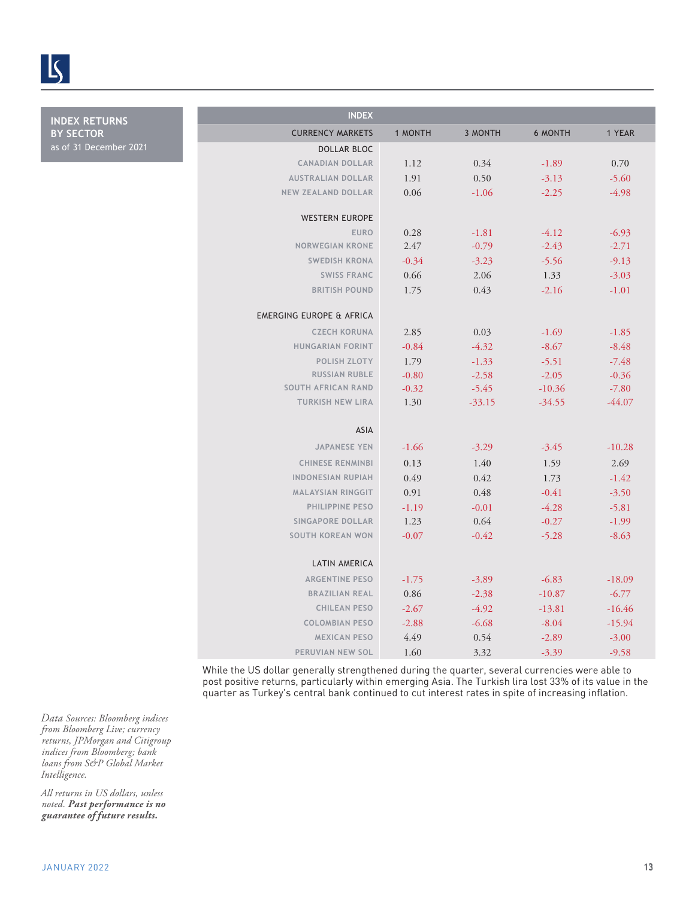## INDEX RETURNS BY SECTOR

as of 31 December 2021

| CURRENCY MARKETS | 1 MONTH | 3 MONTH | 6 MONTH | 1 YEAR |
|---|---|---|---|---|
| **DOLLAR BLOC** | | | | |
| CANADIAN DOLLAR | 1.12 | 0.34 | -1.89 | 0.70 |
| AUSTRALIAN DOLLAR | 1.91 | 0.50 | -3.13 | -5.60 |
| NEW ZEALAND DOLLAR | 0.06 | -1.06 | -2.25 | -4.98 |
| **WESTERN EUROPE** | | | | |
| EURO | 0.28 | -1.81 | -4.12 | -6.93 |
| NORWEGIAN KRONE | 2.47 | -0.79 | -2.43 | -2.71 |
| SWEDISH KRONA | -0.34 | -3.23 | -5.56 | -9.13 |
| SWISS FRANC | 0.66 | 2.06 | 1.33 | -3.03 |
| BRITISH POUND | 1.75 | 0.43 | -2.16 | -1.01 |
| **EMERGING EUROPE & AFRICA** | | | | |
| CZECH KORUNA | 2.85 | 0.03 | -1.69 | -1.85 |
| HUNGARIAN FORINT | -0.84 | -4.32 | -8.67 | -8.48 |
| POLISH ZLOTY | 1.79 | -1.33 | -5.51 | -7.48 |
| RUSSIAN RUBLE | -0.80 | -2.58 | -2.05 | -0.36 |
| SOUTH AFRICAN RAND | -0.32 | -5.45 | -10.36 | -7.80 |
| TURKISH NEW LIRA | 1.30 | -33.15 | -34.55 | -44.07 |
| **ASIA** | | | | |
| JAPANESE YEN | -1.66 | -3.29 | -3.45 | -10.28 |
| CHINESE RENMINBI | 0.13 | 1.40 | 1.59 | 2.69 |
| INDONESIAN RUPIAH | 0.49 | 0.42 | 1.73 | -1.42 |
| MALAYSIAN RINGGIT | 0.91 | 0.48 | -0.41 | -3.50 |
| PHILIPPINE PESO | -1.19 | -0.01 | -4.28 | -5.81 |
| SINGAPORE DOLLAR | 1.23 | 0.64 | -0.27 | -1.99 |
| SOUTH KOREAN WON | -0.07 | -0.42 | -5.28 | -8.63 |
| **LATIN AMERICA** | | | | |
| ARGENTINE PESO | -1.75 | -3.89 | -6.83 | -18.09 |
| BRAZILIAN REAL | 0.86 | -2.38 | -10.87 | -6.77 |
| CHILEAN PESO | -2.67 | -4.92 | -13.81 | -16.46 |
| COLOMBIAN PESO | -2.88 | -6.68 | -8.04 | -15.94 |
| MEXICAN PESO | 4.49 | 0.54 | -2.89 | -3.00 |
| PERUVIAN NEW SOL | 1.60 | 3.32 | -3.39 | -9.58 |

While the US dollar generally strengthened during the quarter, several currencies were able to post positive returns, particularly within emerging Asia. The Turkish lira lost 33% of its value in the quarter as Turkey's central bank continued to cut interest rates in spite of increasing inflation.

*Data Sources: Bloomberg indices from Bloomberg Live; currency returns, JPMorgan and Citigroup indices from Bloomberg; bank loans from S&P Global Market Intelligence.*

*All returns in US dollars, unless noted.* ***Past performance is no guarantee of future results.***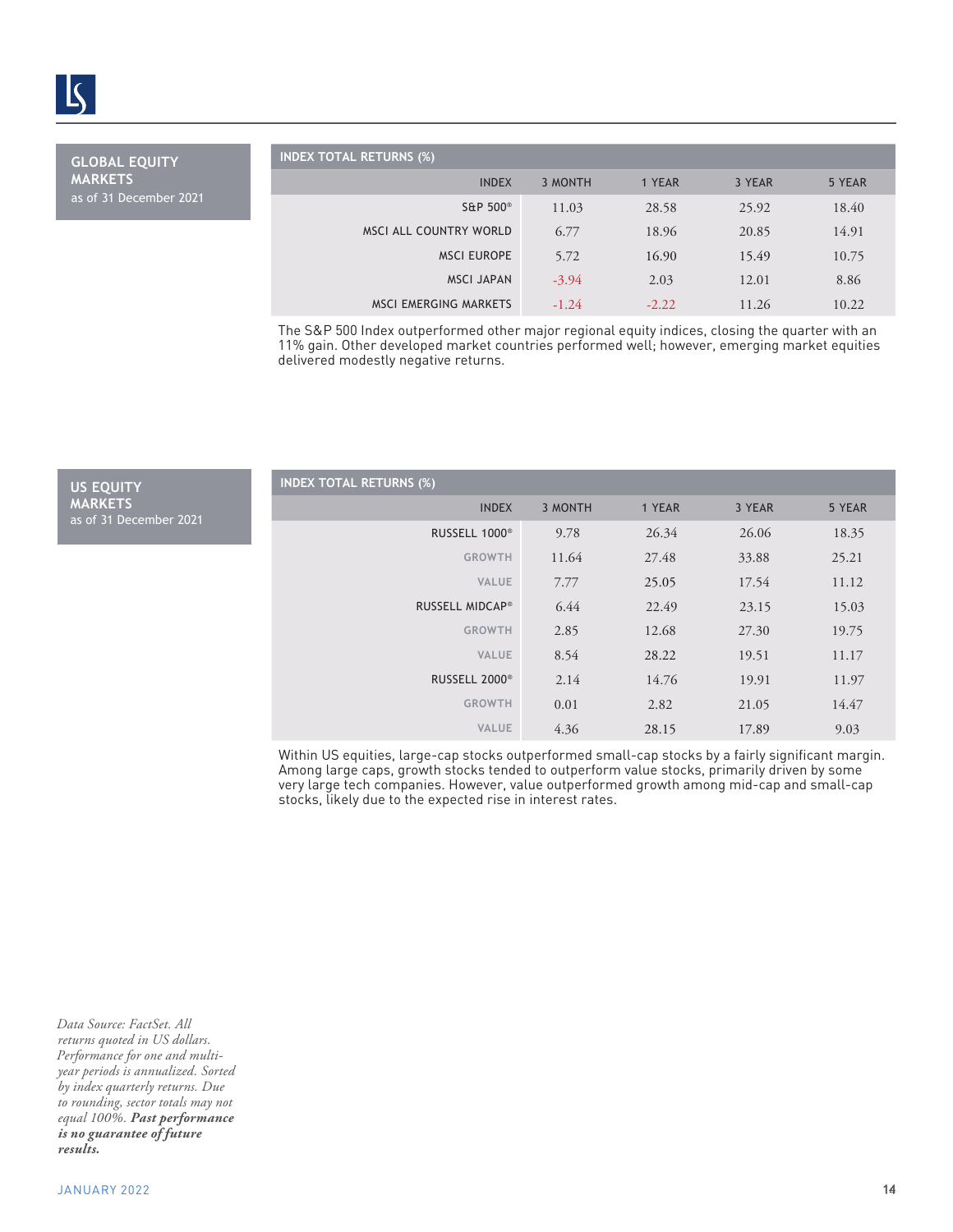## GLOBAL EQUITY MARKETS

as of 31 December 2021

**INDEX TOTAL RETURNS (%)**

| INDEX | 3 MONTH | 1 YEAR | 3 YEAR | 5 YEAR |
|---|---|---|---|---|
| S&P 500® | 11.03 | 28.58 | 25.92 | 18.40 |
| MSCI ALL COUNTRY WORLD | 6.77 | 18.96 | 20.85 | 14.91 |
| MSCI EUROPE | 5.72 | 16.90 | 15.49 | 10.75 |
| MSCI JAPAN | -3.94 | 2.03 | 12.01 | 8.86 |
| MSCI EMERGING MARKETS | -1.24 | -2.22 | 11.26 | 10.22 |

The S&P 500 Index outperformed other major regional equity indices, closing the quarter with an 11% gain. Other developed market countries performed well; however, emerging market equities delivered modestly negative returns.

## US EQUITY MARKETS

as of 31 December 2021

**INDEX TOTAL RETURNS (%)**

| INDEX | 3 MONTH | 1 YEAR | 3 YEAR | 5 YEAR |
|---|---|---|---|---|
| RUSSELL 1000® | 9.78 | 26.34 | 26.06 | 18.35 |
| GROWTH | 11.64 | 27.48 | 33.88 | 25.21 |
| VALUE | 7.77 | 25.05 | 17.54 | 11.12 |
| RUSSELL MIDCAP® | 6.44 | 22.49 | 23.15 | 15.03 |
| GROWTH | 2.85 | 12.68 | 27.30 | 19.75 |
| VALUE | 8.54 | 28.22 | 19.51 | 11.17 |
| RUSSELL 2000® | 2.14 | 14.76 | 19.91 | 11.97 |
| GROWTH | 0.01 | 2.82 | 21.05 | 14.47 |
| VALUE | 4.36 | 28.15 | 17.89 | 9.03 |

Within US equities, large-cap stocks outperformed small-cap stocks by a fairly significant margin. Among large caps, growth stocks tended to outperform value stocks, primarily driven by some very large tech companies. However, value outperformed growth among mid-cap and small-cap stocks, likely due to the expected rise in interest rates.

*Data Source: FactSet. All returns quoted in US dollars. Performance for one and multi-year periods is annualized. Sorted by index quarterly returns. Due to rounding, sector totals may not equal 100%.* ***Past performance is no guarantee of future results.***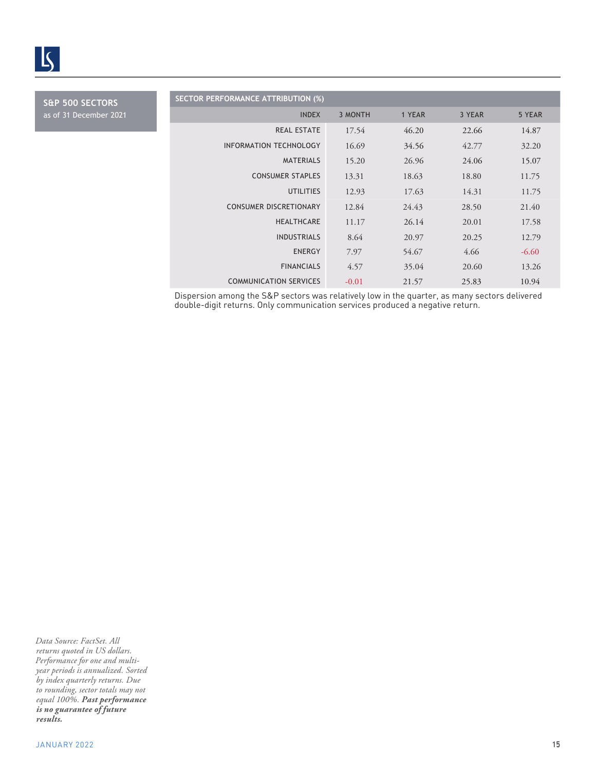## S&P 500 SECTORS

as of 31 December 2021

**SECTOR PERFORMANCE ATTRIBUTION (%)**

| INDEX | 3 MONTH | 1 YEAR | 3 YEAR | 5 YEAR |
|---|---|---|---|---|
| REAL ESTATE | 17.54 | 46.20 | 22.66 | 14.87 |
| INFORMATION TECHNOLOGY | 16.69 | 34.56 | 42.77 | 32.20 |
| MATERIALS | 15.20 | 26.96 | 24.06 | 15.07 |
| CONSUMER STAPLES | 13.31 | 18.63 | 18.80 | 11.75 |
| UTILITIES | 12.93 | 17.63 | 14.31 | 11.75 |
| CONSUMER DISCRETIONARY | 12.84 | 24.43 | 28.50 | 21.40 |
| HEALTHCARE | 11.17 | 26.14 | 20.01 | 17.58 |
| INDUSTRIALS | 8.64 | 20.97 | 20.25 | 12.79 |
| ENERGY | 7.97 | 54.67 | 4.66 | -6.60 |
| FINANCIALS | 4.57 | 35.04 | 20.60 | 13.26 |
| COMMUNICATION SERVICES | -0.01 | 21.57 | 25.83 | 10.94 |

Dispersion among the S&P sectors was relatively low in the quarter, as many sectors delivered double-digit returns. Only communication services produced a negative return.

*Data Source: FactSet. All returns quoted in US dollars. Performance for one and multi-year periods is annualized. Sorted by index quarterly returns. Due to rounding, sector totals may not equal 100%.* ***Past performance is no guarantee of future results.***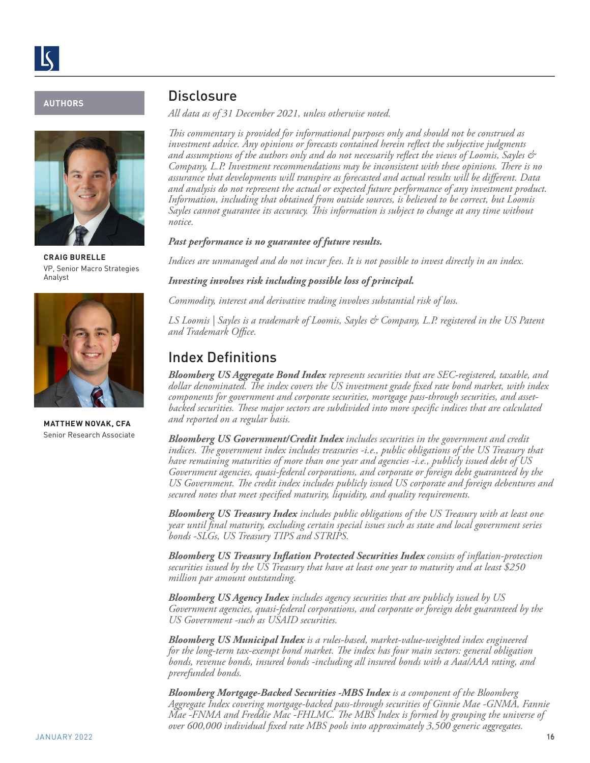**AUTHORS**

**CRAIG BURELLE**
VP, Senior Macro Strategies Analyst

**MATTHEW NOVAK, CFA**
Senior Research Associate

## Disclosure

*All data as of 31 December 2021, unless otherwise noted.*

*This commentary is provided for informational purposes only and should not be construed as investment advice. Any opinions or forecasts contained herein reflect the subjective judgments and assumptions of the authors only and do not necessarily reflect the views of Loomis, Sayles & Company, L.P. Investment recommendations may be inconsistent with these opinions. There is no assurance that developments will transpire as forecasted and actual results will be different. Data and analysis do not represent the actual or expected future performance of any investment product. Information, including that obtained from outside sources, is believed to be correct, but Loomis Sayles cannot guarantee its accuracy. This information is subject to change at any time without notice.*

***Past performance is no guarantee of future results.***

*Indices are unmanaged and do not incur fees. It is not possible to invest directly in an index.*

***Investing involves risk including possible loss of principal.***

*Commodity, interest and derivative trading involves substantial risk of loss.*

*LS Loomis | Sayles is a trademark of Loomis, Sayles & Company, L.P. registered in the US Patent and Trademark Office.*

## Index Definitions

***Bloomberg US Aggregate Bond Index*** *represents securities that are SEC-registered, taxable, and dollar denominated. The index covers the US investment grade fixed rate bond market, with index components for government and corporate securities, mortgage pass-through securities, and asset-backed securities. These major sectors are subdivided into more specific indices that are calculated and reported on a regular basis.*

***Bloomberg US Government/Credit Index*** *includes securities in the government and credit indices. The government index includes treasuries -i.e., public obligations of the US Treasury that have remaining maturities of more than one year and agencies -i.e., publicly issued debt of US Government agencies, quasi-federal corporations, and corporate or foreign debt guaranteed by the US Government. The credit index includes publicly issued US corporate and foreign debentures and secured notes that meet specified maturity, liquidity, and quality requirements.*

***Bloomberg US Treasury Index*** *includes public obligations of the US Treasury with at least one year until final maturity, excluding certain special issues such as state and local government series bonds -SLGs, US Treasury TIPS and STRIPS.*

***Bloomberg US Treasury Inflation Protected Securities Index*** *consists of inflation-protection securities issued by the US Treasury that have at least one year to maturity and at least $250 million par amount outstanding.*

***Bloomberg US Agency Index*** *includes agency securities that are publicly issued by US Government agencies, quasi-federal corporations, and corporate or foreign debt guaranteed by the US Government -such as USAID securities.*

***Bloomberg US Municipal Index*** *is a rules-based, market-value-weighted index engineered for the long-term tax-exempt bond market. The index has four main sectors: general obligation bonds, revenue bonds, insured bonds -including all insured bonds with a Aaa/AAA rating, and prerefunded bonds.*

***Bloomberg Mortgage-Backed Securities -MBS Index*** *is a component of the Bloomberg Aggregate Index covering mortgage-backed pass-through securities of Ginnie Mae -GNMA, Fannie Mae -FNMA and Freddie Mac -FHLMC. The MBS Index is formed by grouping the universe of over 600,000 individual fixed rate MBS pools into approximately 3,500 generic aggregates.*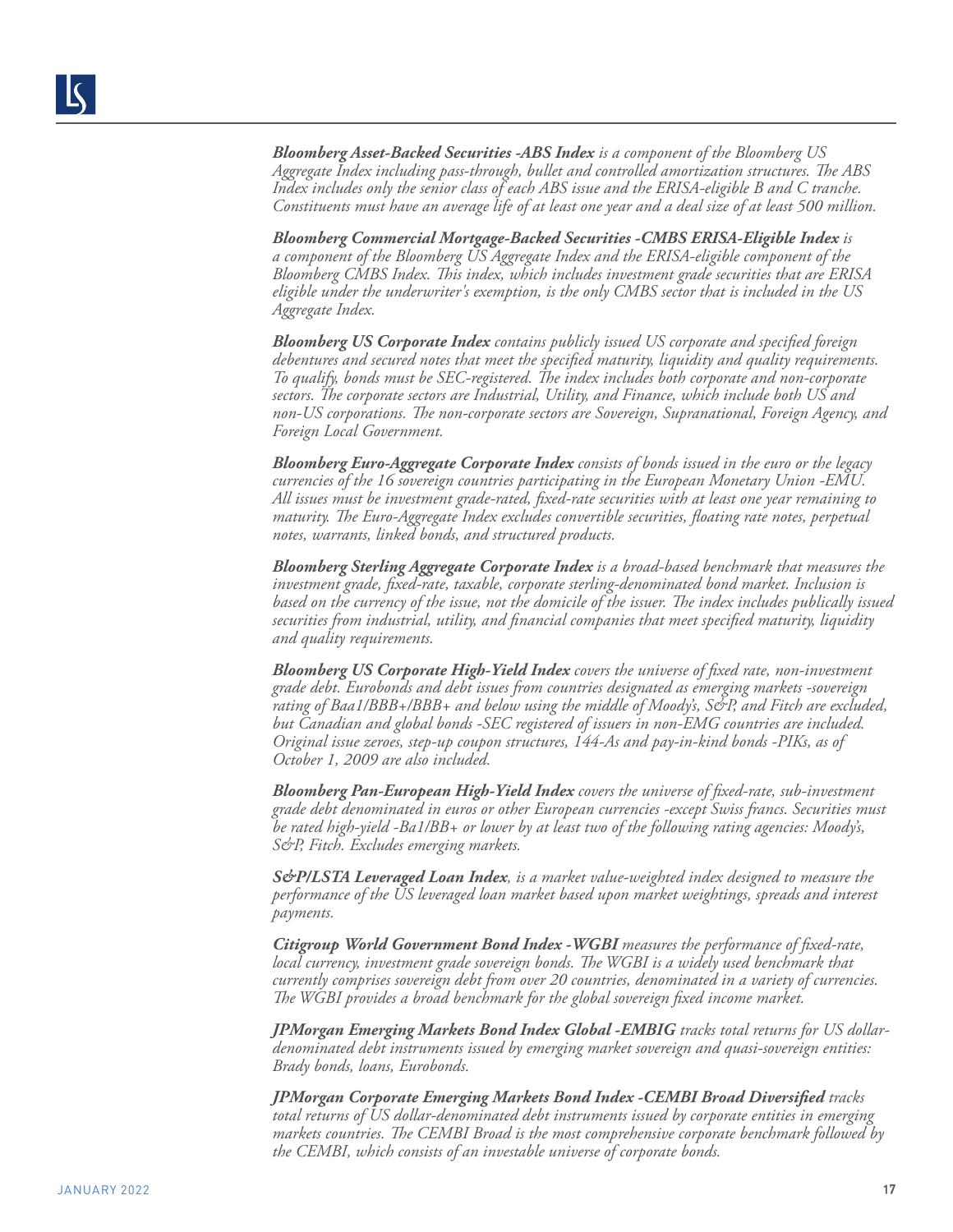***Bloomberg Asset-Backed Securities -ABS Index*** *is a component of the Bloomberg US Aggregate Index including pass-through, bullet and controlled amortization structures. The ABS Index includes only the senior class of each ABS issue and the ERISA-eligible B and C tranche. Constituents must have an average life of at least one year and a deal size of at least 500 million.*

***Bloomberg Commercial Mortgage-Backed Securities -CMBS ERISA-Eligible Index*** *is a component of the Bloomberg US Aggregate Index and the ERISA-eligible component of the Bloomberg CMBS Index. This index, which includes investment grade securities that are ERISA eligible under the underwriter's exemption, is the only CMBS sector that is included in the US Aggregate Index.*

***Bloomberg US Corporate Index*** *contains publicly issued US corporate and specified foreign debentures and secured notes that meet the specified maturity, liquidity and quality requirements. To qualify, bonds must be SEC-registered. The index includes both corporate and non-corporate sectors. The corporate sectors are Industrial, Utility, and Finance, which include both US and non-US corporations. The non-corporate sectors are Sovereign, Supranational, Foreign Agency, and Foreign Local Government.*

***Bloomberg Euro-Aggregate Corporate Index*** *consists of bonds issued in the euro or the legacy currencies of the 16 sovereign countries participating in the European Monetary Union -EMU. All issues must be investment grade-rated, fixed-rate securities with at least one year remaining to maturity. The Euro-Aggregate Index excludes convertible securities, floating rate notes, perpetual notes, warrants, linked bonds, and structured products.*

***Bloomberg Sterling Aggregate Corporate Index*** *is a broad-based benchmark that measures the investment grade, fixed-rate, taxable, corporate sterling-denominated bond market. Inclusion is based on the currency of the issue, not the domicile of the issuer. The index includes publically issued securities from industrial, utility, and financial companies that meet specified maturity, liquidity and quality requirements.*

***Bloomberg US Corporate High-Yield Index*** *covers the universe of fixed rate, non-investment grade debt. Eurobonds and debt issues from countries designated as emerging markets -sovereign rating of Baa1/BBB+/BBB+ and below using the middle of Moody's, S&P, and Fitch are excluded, but Canadian and global bonds -SEC registered of issuers in non-EMG countries are included. Original issue zeroes, step-up coupon structures, 144-As and pay-in-kind bonds -PIKs, as of October 1, 2009 are also included.*

***Bloomberg Pan-European High-Yield Index*** *covers the universe of fixed-rate, sub-investment grade debt denominated in euros or other European currencies -except Swiss francs. Securities must be rated high-yield -Ba1/BB+ or lower by at least two of the following rating agencies: Moody's, S&P, Fitch. Excludes emerging markets.*

***S&P/LSTA Leveraged Loan Index****, is a market value-weighted index designed to measure the performance of the US leveraged loan market based upon market weightings, spreads and interest payments.*

***Citigroup World Government Bond Index -WGBI*** *measures the performance of fixed-rate, local currency, investment grade sovereign bonds. The WGBI is a widely used benchmark that currently comprises sovereign debt from over 20 countries, denominated in a variety of currencies. The WGBI provides a broad benchmark for the global sovereign fixed income market.*

***JPMorgan Emerging Markets Bond Index Global -EMBIG*** *tracks total returns for US dollar-denominated debt instruments issued by emerging market sovereign and quasi-sovereign entities: Brady bonds, loans, Eurobonds.*

***JPMorgan Corporate Emerging Markets Bond Index -CEMBI Broad Diversified*** *tracks total returns of US dollar-denominated debt instruments issued by corporate entities in emerging markets countries. The CEMBI Broad is the most comprehensive corporate benchmark followed by the CEMBI, which consists of an investable universe of corporate bonds.*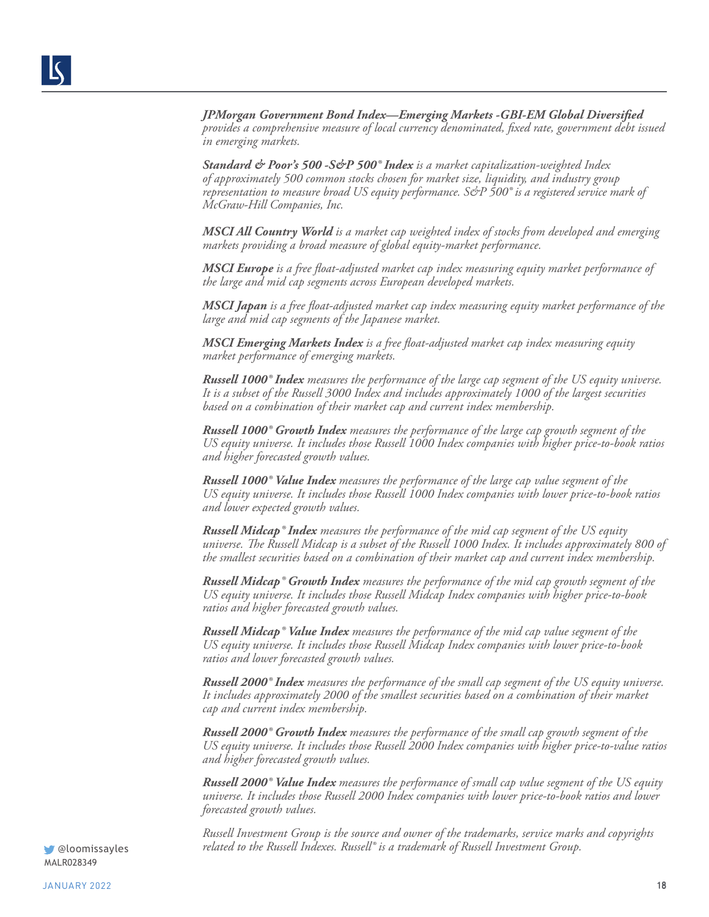***JPMorgan Government Bond Index—Emerging Markets -GBI-EM Global Diversified*** *provides a comprehensive measure of local currency denominated, fixed rate, government debt issued in emerging markets.*

***Standard & Poor's 500 -S&P 500® Index*** *is a market capitalization-weighted Index of approximately 500 common stocks chosen for market size, liquidity, and industry group representation to measure broad US equity performance. S&P 500® is a registered service mark of McGraw-Hill Companies, Inc.*

***MSCI All Country World*** *is a market cap weighted index of stocks from developed and emerging markets providing a broad measure of global equity-market performance.*

***MSCI Europe*** *is a free float-adjusted market cap index measuring equity market performance of the large and mid cap segments across European developed markets.*

***MSCI Japan*** *is a free float-adjusted market cap index measuring equity market performance of the large and mid cap segments of the Japanese market.*

***MSCI Emerging Markets Index*** *is a free float-adjusted market cap index measuring equity market performance of emerging markets.*

***Russell 1000® Index*** *measures the performance of the large cap segment of the US equity universe. It is a subset of the Russell 3000 Index and includes approximately 1000 of the largest securities based on a combination of their market cap and current index membership.*

***Russell 1000® Growth Index*** *measures the performance of the large cap growth segment of the US equity universe. It includes those Russell 1000 Index companies with higher price-to-book ratios and higher forecasted growth values.*

***Russell 1000® Value Index*** *measures the performance of the large cap value segment of the US equity universe. It includes those Russell 1000 Index companies with lower price-to-book ratios and lower expected growth values.*

***Russell Midcap® Index*** *measures the performance of the mid cap segment of the US equity universe. The Russell Midcap is a subset of the Russell 1000 Index. It includes approximately 800 of the smallest securities based on a combination of their market cap and current index membership.*

***Russell Midcap® Growth Index*** *measures the performance of the mid cap growth segment of the US equity universe. It includes those Russell Midcap Index companies with higher price-to-book ratios and higher forecasted growth values.*

***Russell Midcap® Value Index*** *measures the performance of the mid cap value segment of the US equity universe. It includes those Russell Midcap Index companies with lower price-to-book ratios and lower forecasted growth values.*

***Russell 2000® Index*** *measures the performance of the small cap segment of the US equity universe. It includes approximately 2000 of the smallest securities based on a combination of their market cap and current index membership.*

***Russell 2000® Growth Index*** *measures the performance of the small cap growth segment of the US equity universe. It includes those Russell 2000 Index companies with higher price-to-value ratios and higher forecasted growth values.*

***Russell 2000® Value Index*** *measures the performance of small cap value segment of the US equity universe. It includes those Russell 2000 Index companies with lower price-to-book ratios and lower forecasted growth values.*

*Russell Investment Group is the source and owner of the trademarks, service marks and copyrights related to the Russell Indexes. Russell® is a trademark of Russell Investment Group.*

@loomissayles
MALR028349

JANUARY 2022